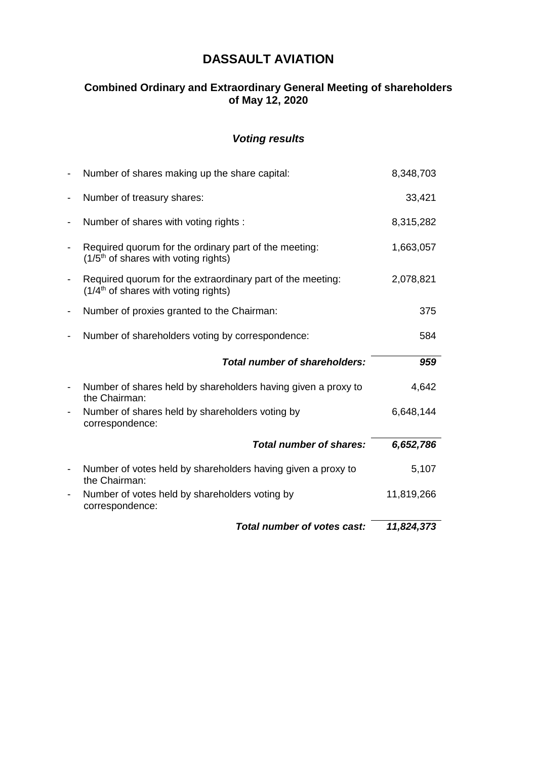# DASSAULT AVIATION

## Combined Ordinary and Extraordinary General Meeting of shareholders of May 12, 2020

### *Voting results*

| | |
|---|---:|
| - Number of shares making up the share capital: | 8,348,703 |
| - Number of treasury shares: | 33,421 |
| - Number of shares with voting rights : | 8,315,282 |
| - Required quorum for the ordinary part of the meeting: (1/5th of shares with voting rights) | 1,663,057 |
| - Required quorum for the extraordinary part of the meeting: (1/4th of shares with voting rights) | 2,078,821 |
| - Number of proxies granted to the Chairman: | 375 |
| - Number of shareholders voting by correspondence: | 584 |
| ***Total number of shareholders:*** | ***959*** |
| - Number of shares held by shareholders having given a proxy to the Chairman: | 4,642 |
| - Number of shares held by shareholders voting by correspondence: | 6,648,144 |
| ***Total number of shares:*** | ***6,652,786*** |
| - Number of votes held by shareholders having given a proxy to the Chairman: | 5,107 |
| - Number of votes held by shareholders voting by correspondence: | 11,819,266 |
| ***Total number of votes cast:*** | ***11,824,373*** |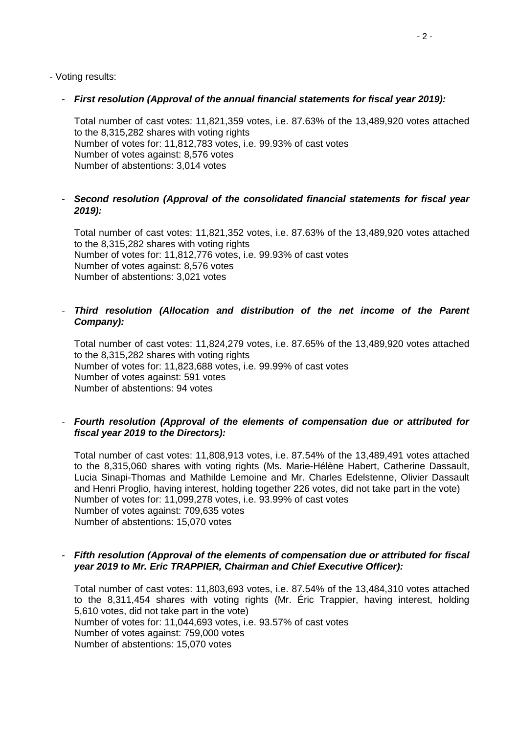- Voting results:

- ***First resolution (Approval of the annual financial statements for fiscal year 2019):***

  Total number of cast votes: 11,821,359 votes, i.e. 87.63% of the 13,489,920 votes attached to the 8,315,282 shares with voting rights
  Number of votes for: 11,812,783 votes, i.e. 99.93% of cast votes
  Number of votes against: 8,576 votes
  Number of abstentions: 3,014 votes

- ***Second resolution (Approval of the consolidated financial statements for fiscal year 2019):***

  Total number of cast votes: 11,821,352 votes, i.e. 87.63% of the 13,489,920 votes attached to the 8,315,282 shares with voting rights
  Number of votes for: 11,812,776 votes, i.e. 99.93% of cast votes
  Number of votes against: 8,576 votes
  Number of abstentions: 3,021 votes

- ***Third resolution (Allocation and distribution of the net income of the Parent Company):***

  Total number of cast votes: 11,824,279 votes, i.e. 87.65% of the 13,489,920 votes attached to the 8,315,282 shares with voting rights
  Number of votes for: 11,823,688 votes, i.e. 99.99% of cast votes
  Number of votes against: 591 votes
  Number of abstentions: 94 votes

- ***Fourth resolution (Approval of the elements of compensation due or attributed for fiscal year 2019 to the Directors):***

  Total number of cast votes: 11,808,913 votes, i.e. 87.54% of the 13,489,491 votes attached to the 8,315,060 shares with voting rights (Ms. Marie-Hélène Habert, Catherine Dassault, Lucia Sinapi-Thomas and Mathilde Lemoine and Mr. Charles Edelstenne, Olivier Dassault and Henri Proglio, having interest, holding together 226 votes, did not take part in the vote)
  Number of votes for: 11,099,278 votes, i.e. 93.99% of cast votes
  Number of votes against: 709,635 votes
  Number of abstentions: 15,070 votes

- ***Fifth resolution (Approval of the elements of compensation due or attributed for fiscal year 2019 to Mr. Eric TRAPPIER, Chairman and Chief Executive Officer):***

  Total number of cast votes: 11,803,693 votes, i.e. 87.54% of the 13,484,310 votes attached to the 8,311,454 shares with voting rights (Mr. Éric Trappier, having interest, holding 5,610 votes, did not take part in the vote)
  Number of votes for: 11,044,693 votes, i.e. 93.57% of cast votes
  Number of votes against: 759,000 votes
  Number of abstentions: 15,070 votes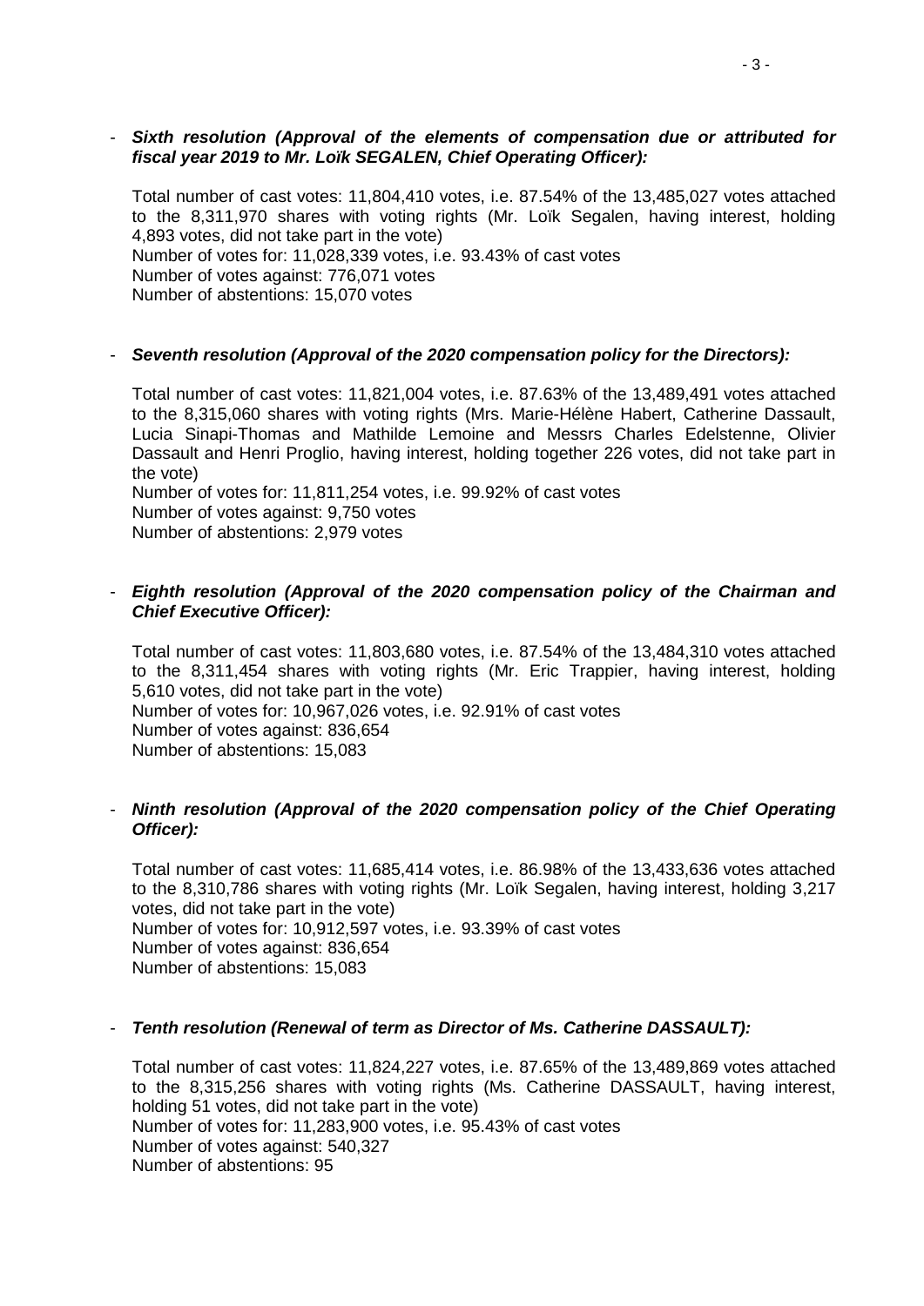- ***Sixth resolution (Approval of the elements of compensation due or attributed for fiscal year 2019 to Mr. Loïk SEGALEN, Chief Operating Officer):***

  Total number of cast votes: 11,804,410 votes, i.e. 87.54% of the 13,485,027 votes attached to the 8,311,970 shares with voting rights (Mr. Loïk Segalen, having interest, holding 4,893 votes, did not take part in the vote)
  Number of votes for: 11,028,339 votes, i.e. 93.43% of cast votes
  Number of votes against: 776,071 votes
  Number of abstentions: 15,070 votes

- ***Seventh resolution (Approval of the 2020 compensation policy for the Directors):***

  Total number of cast votes: 11,821,004 votes, i.e. 87.63% of the 13,489,491 votes attached to the 8,315,060 shares with voting rights (Mrs. Marie-Hélène Habert, Catherine Dassault, Lucia Sinapi-Thomas and Mathilde Lemoine and Messrs Charles Edelstenne, Olivier Dassault and Henri Proglio, having interest, holding together 226 votes, did not take part in the vote)
  Number of votes for: 11,811,254 votes, i.e. 99.92% of cast votes
  Number of votes against: 9,750 votes
  Number of abstentions: 2,979 votes

- ***Eighth resolution (Approval of the 2020 compensation policy of the Chairman and Chief Executive Officer):***

  Total number of cast votes: 11,803,680 votes, i.e. 87.54% of the 13,484,310 votes attached to the 8,311,454 shares with voting rights (Mr. Eric Trappier, having interest, holding 5,610 votes, did not take part in the vote)
  Number of votes for: 10,967,026 votes, i.e. 92.91% of cast votes
  Number of votes against: 836,654
  Number of abstentions: 15,083

- ***Ninth resolution (Approval of the 2020 compensation policy of the Chief Operating Officer):***

  Total number of cast votes: 11,685,414 votes, i.e. 86.98% of the 13,433,636 votes attached to the 8,310,786 shares with voting rights (Mr. Loïk Segalen, having interest, holding 3,217 votes, did not take part in the vote)
  Number of votes for: 10,912,597 votes, i.e. 93.39% of cast votes
  Number of votes against: 836,654
  Number of abstentions: 15,083

- ***Tenth resolution (Renewal of term as Director of Ms. Catherine DASSAULT):***

  Total number of cast votes: 11,824,227 votes, i.e. 87.65% of the 13,489,869 votes attached to the 8,315,256 shares with voting rights (Ms. Catherine DASSAULT, having interest, holding 51 votes, did not take part in the vote)
  Number of votes for: 11,283,900 votes, i.e. 95.43% of cast votes
  Number of votes against: 540,327
  Number of abstentions: 95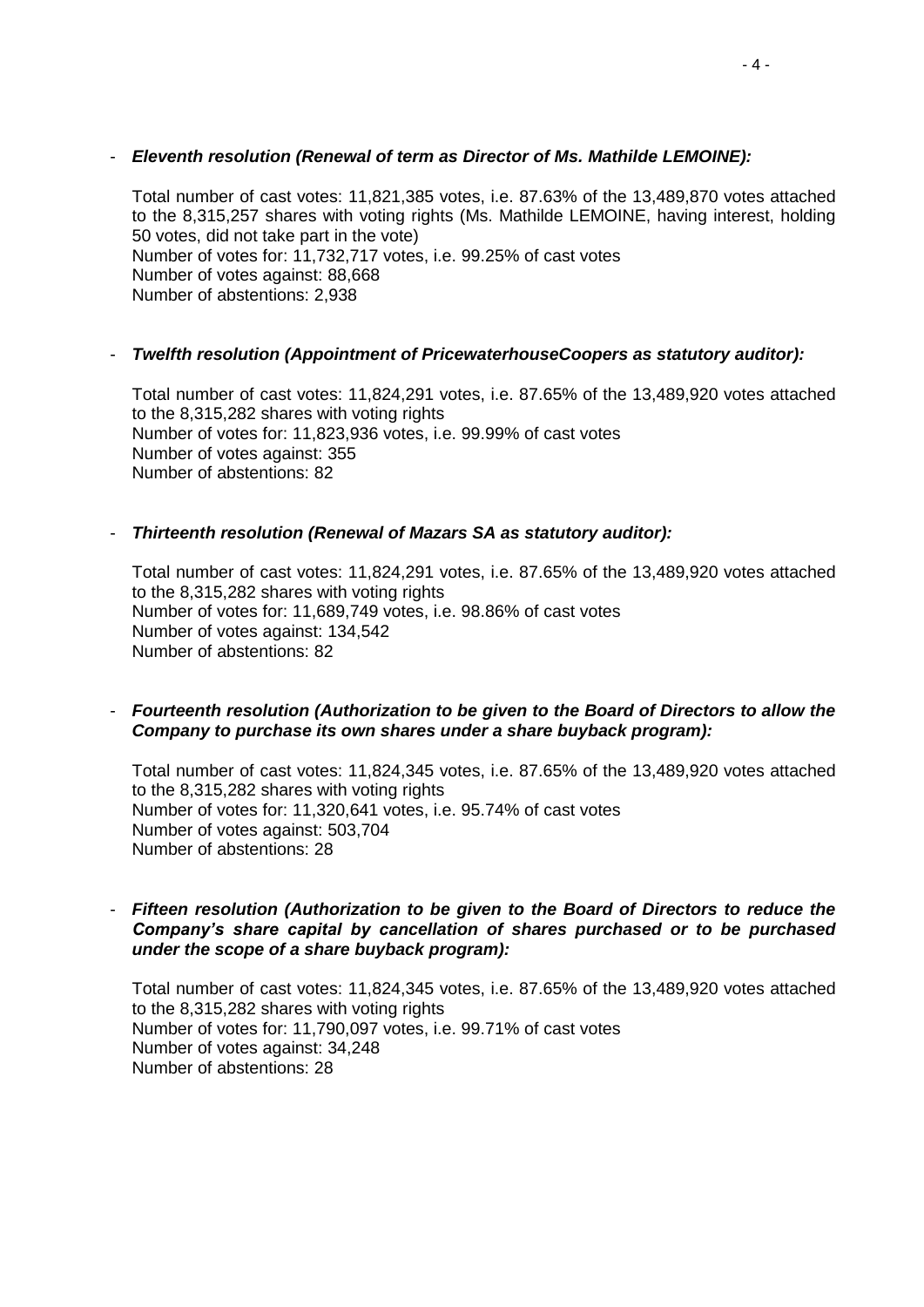- ***Eleventh resolution (Renewal of term as Director of Ms. Mathilde LEMOINE):***

  Total number of cast votes: 11,821,385 votes, i.e. 87.63% of the 13,489,870 votes attached to the 8,315,257 shares with voting rights (Ms. Mathilde LEMOINE, having interest, holding 50 votes, did not take part in the vote)
  Number of votes for: 11,732,717 votes, i.e. 99.25% of cast votes
  Number of votes against: 88,668
  Number of abstentions: 2,938

- ***Twelfth resolution (Appointment of PricewaterhouseCoopers as statutory auditor):***

  Total number of cast votes: 11,824,291 votes, i.e. 87.65% of the 13,489,920 votes attached to the 8,315,282 shares with voting rights
  Number of votes for: 11,823,936 votes, i.e. 99.99% of cast votes
  Number of votes against: 355
  Number of abstentions: 82

- ***Thirteenth resolution (Renewal of Mazars SA as statutory auditor):***

  Total number of cast votes: 11,824,291 votes, i.e. 87.65% of the 13,489,920 votes attached to the 8,315,282 shares with voting rights
  Number of votes for: 11,689,749 votes, i.e. 98.86% of cast votes
  Number of votes against: 134,542
  Number of abstentions: 82

- ***Fourteenth resolution (Authorization to be given to the Board of Directors to allow the Company to purchase its own shares under a share buyback program):***

  Total number of cast votes: 11,824,345 votes, i.e. 87.65% of the 13,489,920 votes attached to the 8,315,282 shares with voting rights
  Number of votes for: 11,320,641 votes, i.e. 95.74% of cast votes
  Number of votes against: 503,704
  Number of abstentions: 28

- ***Fifteen resolution (Authorization to be given to the Board of Directors to reduce the Company's share capital by cancellation of shares purchased or to be purchased under the scope of a share buyback program):***

  Total number of cast votes: 11,824,345 votes, i.e. 87.65% of the 13,489,920 votes attached to the 8,315,282 shares with voting rights
  Number of votes for: 11,790,097 votes, i.e. 99.71% of cast votes
  Number of votes against: 34,248
  Number of abstentions: 28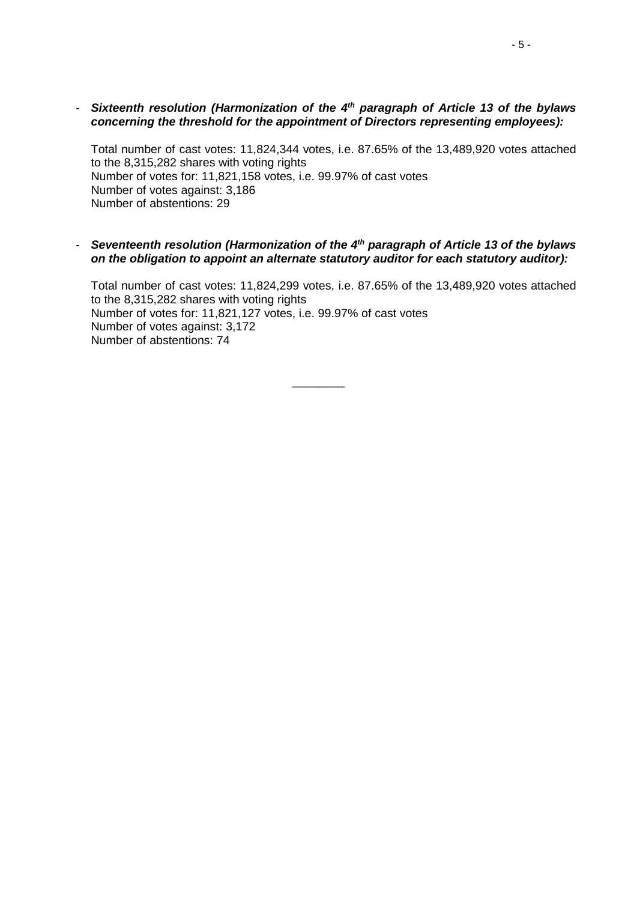- ***Sixteenth resolution (Harmonization of the 4th paragraph of Article 13 of the bylaws concerning the threshold for the appointment of Directors representing employees):***

  Total number of cast votes: 11,824,344 votes, i.e. 87.65% of the 13,489,920 votes attached to the 8,315,282 shares with voting rights
  Number of votes for: 11,821,158 votes, i.e. 99.97% of cast votes
  Number of votes against: 3,186
  Number of abstentions: 29

- ***Seventeenth resolution (Harmonization of the 4th paragraph of Article 13 of the bylaws on the obligation to appoint an alternate statutory auditor for each statutory auditor):***

  Total number of cast votes: 11,824,299 votes, i.e. 87.65% of the 13,489,920 votes attached to the 8,315,282 shares with voting rights
  Number of votes for: 11,821,127 votes, i.e. 99.97% of cast votes
  Number of votes against: 3,172
  Number of abstentions: 74

________